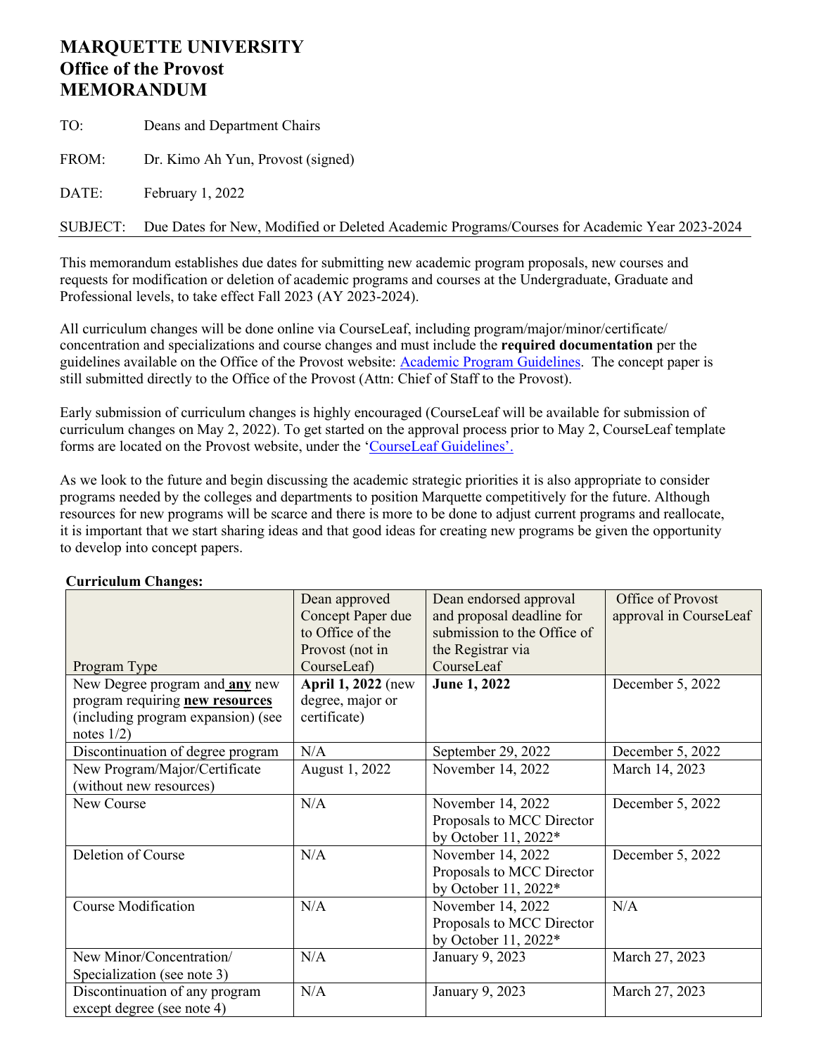# MARQUETTE UNIVERSITY
# Office of the Provost
# MEMORANDUM

TO: Deans and Department Chairs

FROM: Dr. Kimo Ah Yun, Provost (signed)

DATE: February 1, 2022

SUBJECT: Due Dates for New, Modified or Deleted Academic Programs/Courses for Academic Year 2023-2024

---

This memorandum establishes due dates for submitting new academic program proposals, new courses and requests for modification or deletion of academic programs and courses at the Undergraduate, Graduate and Professional levels, to take effect Fall 2023 (AY 2023-2024).

All curriculum changes will be done online via CourseLeaf, including program/major/minor/certificate/ concentration and specializations and course changes and must include the **required documentation** per the guidelines available on the Office of the Provost website: [Academic Program Guidelines](). The concept paper is still submitted directly to the Office of the Provost (Attn: Chief of Staff to the Provost).

Early submission of curriculum changes is highly encouraged (CourseLeaf will be available for submission of curriculum changes on May 2, 2022). To get started on the approval process prior to May 2, CourseLeaf template forms are located on the Provost website, under the '[CourseLeaf Guidelines]()'.

As we look to the future and begin discussing the academic strategic priorities it is also appropriate to consider programs needed by the colleges and departments to position Marquette competitively for the future. Although resources for new programs will be scarce and there is more to be done to adjust current programs and reallocate, it is important that we start sharing ideas and that good ideas for creating new programs be given the opportunity to develop into concept papers.

**Curriculum Changes:**

| Program Type | Dean approved Concept Paper due to Office of the Provost (not in CourseLeaf) | Dean endorsed approval and proposal deadline for submission to the Office of the Registrar via CourseLeaf | Office of Provost approval in CourseLeaf |
|---|---|---|---|
| New Degree program and **any** new program requiring **new resources** (including program expansion) (see notes 1/2) | **April 1, 2022** (new degree, major or certificate) | **June 1, 2022** | December 5, 2022 |
| Discontinuation of degree program | N/A | September 29, 2022 | December 5, 2022 |
| New Program/Major/Certificate (without new resources) | August 1, 2022 | November 14, 2022 | March 14, 2023 |
| New Course | N/A | November 14, 2022 Proposals to MCC Director by October 11, 2022* | December 5, 2022 |
| Deletion of Course | N/A | November 14, 2022 Proposals to MCC Director by October 11, 2022* | December 5, 2022 |
| Course Modification | N/A | November 14, 2022 Proposals to MCC Director by October 11, 2022* | N/A |
| New Minor/Concentration/ Specialization (see note 3) | N/A | January 9, 2023 | March 27, 2023 |
| Discontinuation of any program except degree (see note 4) | N/A | January 9, 2023 | March 27, 2023 |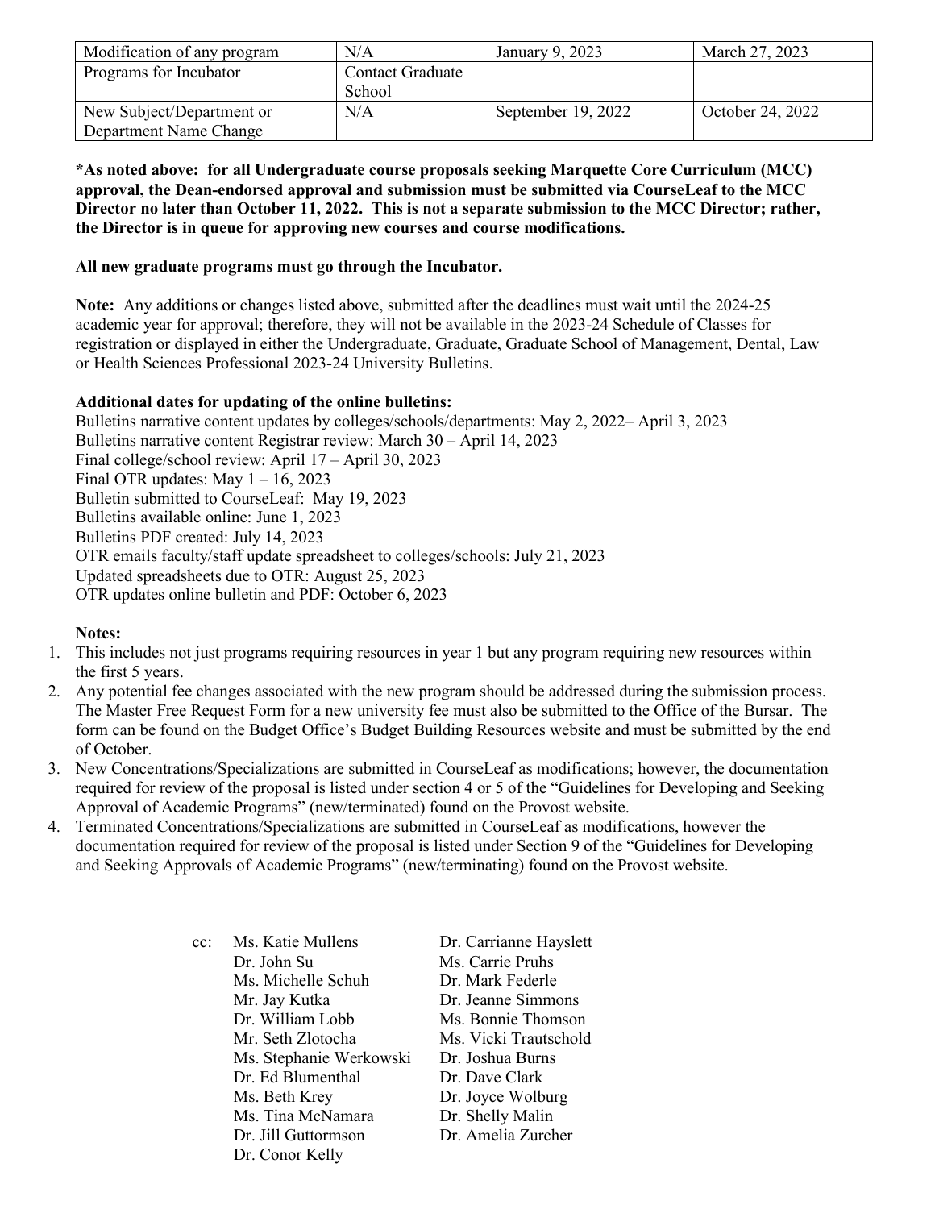| | | | |
|---|---|---|---|
| Modification of any program | N/A | January 9, 2023 | March 27, 2023 |
| Programs for Incubator | Contact Graduate School | | |
| New Subject/Department or Department Name Change | N/A | September 19, 2022 | October 24, 2022 |

**\*As noted above: for all Undergraduate course proposals seeking Marquette Core Curriculum (MCC) approval, the Dean-endorsed approval and submission must be submitted via CourseLeaf to the MCC Director no later than October 11, 2022. This is not a separate submission to the MCC Director; rather, the Director is in queue for approving new courses and course modifications.**

**All new graduate programs must go through the Incubator.**

**Note:** Any additions or changes listed above, submitted after the deadlines must wait until the 2024-25 academic year for approval; therefore, they will not be available in the 2023-24 Schedule of Classes for registration or displayed in either the Undergraduate, Graduate, Graduate School of Management, Dental, Law or Health Sciences Professional 2023-24 University Bulletins.

**Additional dates for updating of the online bulletins:**
Bulletins narrative content updates by colleges/schools/departments: May 2, 2022– April 3, 2023
Bulletins narrative content Registrar review: March 30 – April 14, 2023
Final college/school review: April 17 – April 30, 2023
Final OTR updates: May 1 – 16, 2023
Bulletin submitted to CourseLeaf: May 19, 2023
Bulletins available online: June 1, 2023
Bulletins PDF created: July 14, 2023
OTR emails faculty/staff update spreadsheet to colleges/schools: July 21, 2023
Updated spreadsheets due to OTR: August 25, 2023
OTR updates online bulletin and PDF: October 6, 2023

**Notes:**

1. This includes not just programs requiring resources in year 1 but any program requiring new resources within the first 5 years.
2. Any potential fee changes associated with the new program should be addressed during the submission process. The Master Free Request Form for a new university fee must also be submitted to the Office of the Bursar. The form can be found on the Budget Office's Budget Building Resources website and must be submitted by the end of October.
3. New Concentrations/Specializations are submitted in CourseLeaf as modifications; however, the documentation required for review of the proposal is listed under section 4 or 5 of the "Guidelines for Developing and Seeking Approval of Academic Programs" (new/terminated) found on the Provost website.
4. Terminated Concentrations/Specializations are submitted in CourseLeaf as modifications, however the documentation required for review of the proposal is listed under Section 9 of the "Guidelines for Developing and Seeking Approvals of Academic Programs" (new/terminating) found on the Provost website.

cc:
Ms. Katie Mullens
Dr. John Su
Ms. Michelle Schuh
Mr. Jay Kutka
Dr. William Lobb
Mr. Seth Zlotocha
Ms. Stephanie Werkowski
Dr. Ed Blumenthal
Ms. Beth Krey
Ms. Tina McNamara
Dr. Jill Guttormson
Dr. Conor Kelly
Dr. Carrianne Hayslett
Ms. Carrie Pruhs
Dr. Mark Federle
Dr. Jeanne Simmons
Ms. Bonnie Thomson
Ms. Vicki Trautschold
Dr. Joshua Burns
Dr. Dave Clark
Dr. Joyce Wolburg
Dr. Shelly Malin
Dr. Amelia Zurcher